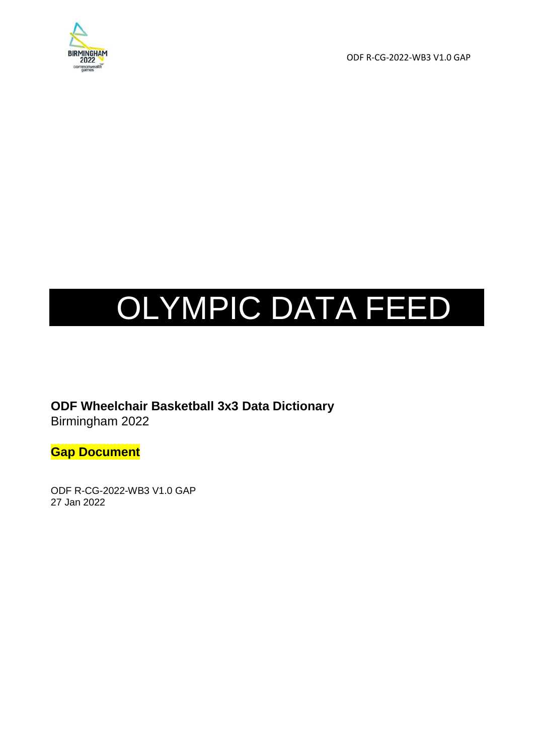# OLYMPIC DATA FEED

**ODF Wheelchair Basketball 3x3 Data Dictionary**
Birmingham 2022

**Gap Document**

ODF R-CG-2022-WB3 V1.0 GAP
27 Jan 2022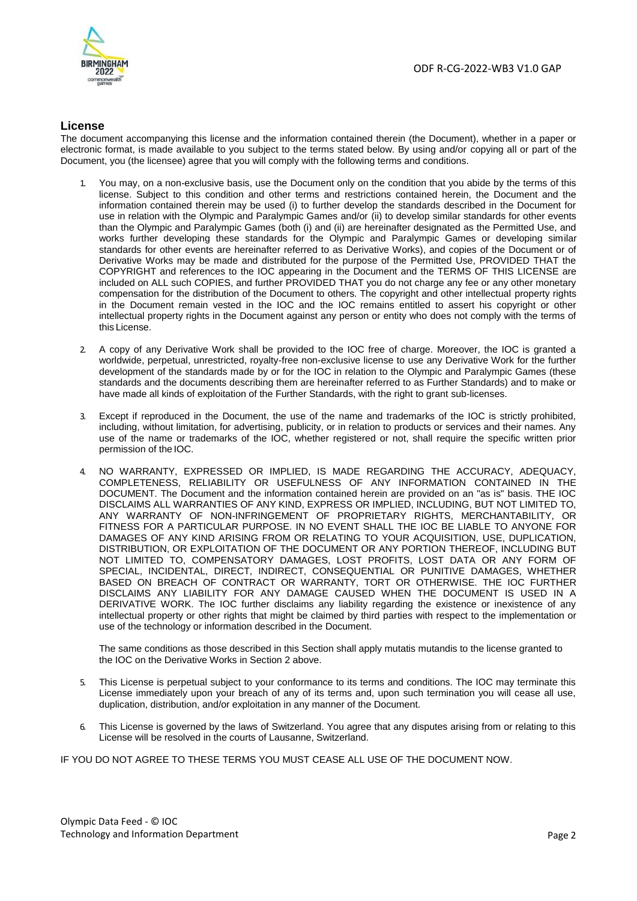## License

The document accompanying this license and the information contained therein (the Document), whether in a paper or electronic format, is made available to you subject to the terms stated below. By using and/or copying all or part of the Document, you (the licensee) agree that you will comply with the following terms and conditions.

1. You may, on a non-exclusive basis, use the Document only on the condition that you abide by the terms of this license. Subject to this condition and other terms and restrictions contained herein, the Document and the information contained therein may be used (i) to further develop the standards described in the Document for use in relation with the Olympic and Paralympic Games and/or (ii) to develop similar standards for other events than the Olympic and Paralympic Games (both (i) and (ii) are hereinafter designated as the Permitted Use, and works further developing these standards for the Olympic and Paralympic Games or developing similar standards for other events are hereinafter referred to as Derivative Works), and copies of the Document or of Derivative Works may be made and distributed for the purpose of the Permitted Use, PROVIDED THAT the COPYRIGHT and references to the IOC appearing in the Document and the TERMS OF THIS LICENSE are included on ALL such COPIES, and further PROVIDED THAT you do not charge any fee or any other monetary compensation for the distribution of the Document to others. The copyright and other intellectual property rights in the Document remain vested in the IOC and the IOC remains entitled to assert his copyright or other intellectual property rights in the Document against any person or entity who does not comply with the terms of this License.

2. A copy of any Derivative Work shall be provided to the IOC free of charge. Moreover, the IOC is granted a worldwide, perpetual, unrestricted, royalty-free non-exclusive license to use any Derivative Work for the further development of the standards made by or for the IOC in relation to the Olympic and Paralympic Games (these standards and the documents describing them are hereinafter referred to as Further Standards) and to make or have made all kinds of exploitation of the Further Standards, with the right to grant sub-licenses.

3. Except if reproduced in the Document, the use of the name and trademarks of the IOC is strictly prohibited, including, without limitation, for advertising, publicity, or in relation to products or services and their names. Any use of the name or trademarks of the IOC, whether registered or not, shall require the specific written prior permission of the IOC.

4. NO WARRANTY, EXPRESSED OR IMPLIED, IS MADE REGARDING THE ACCURACY, ADEQUACY, COMPLETENESS, RELIABILITY OR USEFULNESS OF ANY INFORMATION CONTAINED IN THE DOCUMENT. The Document and the information contained herein are provided on an "as is" basis. THE IOC DISCLAIMS ALL WARRANTIES OF ANY KIND, EXPRESS OR IMPLIED, INCLUDING, BUT NOT LIMITED TO, ANY WARRANTY OF NON-INFRINGEMENT OF PROPRIETARY RIGHTS, MERCHANTABILITY, OR FITNESS FOR A PARTICULAR PURPOSE. IN NO EVENT SHALL THE IOC BE LIABLE TO ANYONE FOR DAMAGES OF ANY KIND ARISING FROM OR RELATING TO YOUR ACQUISITION, USE, DUPLICATION, DISTRIBUTION, OR EXPLOITATION OF THE DOCUMENT OR ANY PORTION THEREOF, INCLUDING BUT NOT LIMITED TO, COMPENSATORY DAMAGES, LOST PROFITS, LOST DATA OR ANY FORM OF SPECIAL, INCIDENTAL, DIRECT, INDIRECT, CONSEQUENTIAL OR PUNITIVE DAMAGES, WHETHER BASED ON BREACH OF CONTRACT OR WARRANTY, TORT OR OTHERWISE. THE IOC FURTHER DISCLAIMS ANY LIABILITY FOR ANY DAMAGE CAUSED WHEN THE DOCUMENT IS USED IN A DERIVATIVE WORK. The IOC further disclaims any liability regarding the existence or inexistence of any intellectual property or other rights that might be claimed by third parties with respect to the implementation or use of the technology or information described in the Document.

   The same conditions as those described in this Section shall apply mutatis mutandis to the license granted to the IOC on the Derivative Works in Section 2 above.

5. This License is perpetual subject to your conformance to its terms and conditions. The IOC may terminate this License immediately upon your breach of any of its terms and, upon such termination you will cease all use, duplication, distribution, and/or exploitation in any manner of the Document.

6. This License is governed by the laws of Switzerland. You agree that any disputes arising from or relating to this License will be resolved in the courts of Lausanne, Switzerland.

IF YOU DO NOT AGREE TO THESE TERMS YOU MUST CEASE ALL USE OF THE DOCUMENT NOW.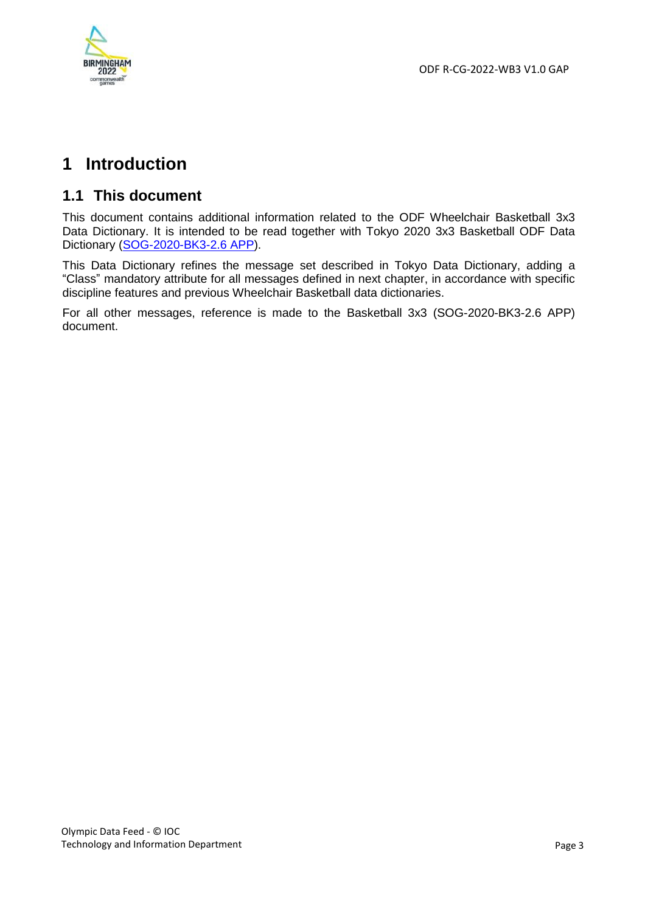# 1 Introduction

## 1.1 This document

This document contains additional information related to the ODF Wheelchair Basketball 3x3 Data Dictionary. It is intended to be read together with Tokyo 2020 3x3 Basketball ODF Data Dictionary (SOG-2020-BK3-2.6 APP).

This Data Dictionary refines the message set described in Tokyo Data Dictionary, adding a "Class" mandatory attribute for all messages defined in next chapter, in accordance with specific discipline features and previous Wheelchair Basketball data dictionaries.

For all other messages, reference is made to the Basketball 3x3 (SOG-2020-BK3-2.6 APP) document.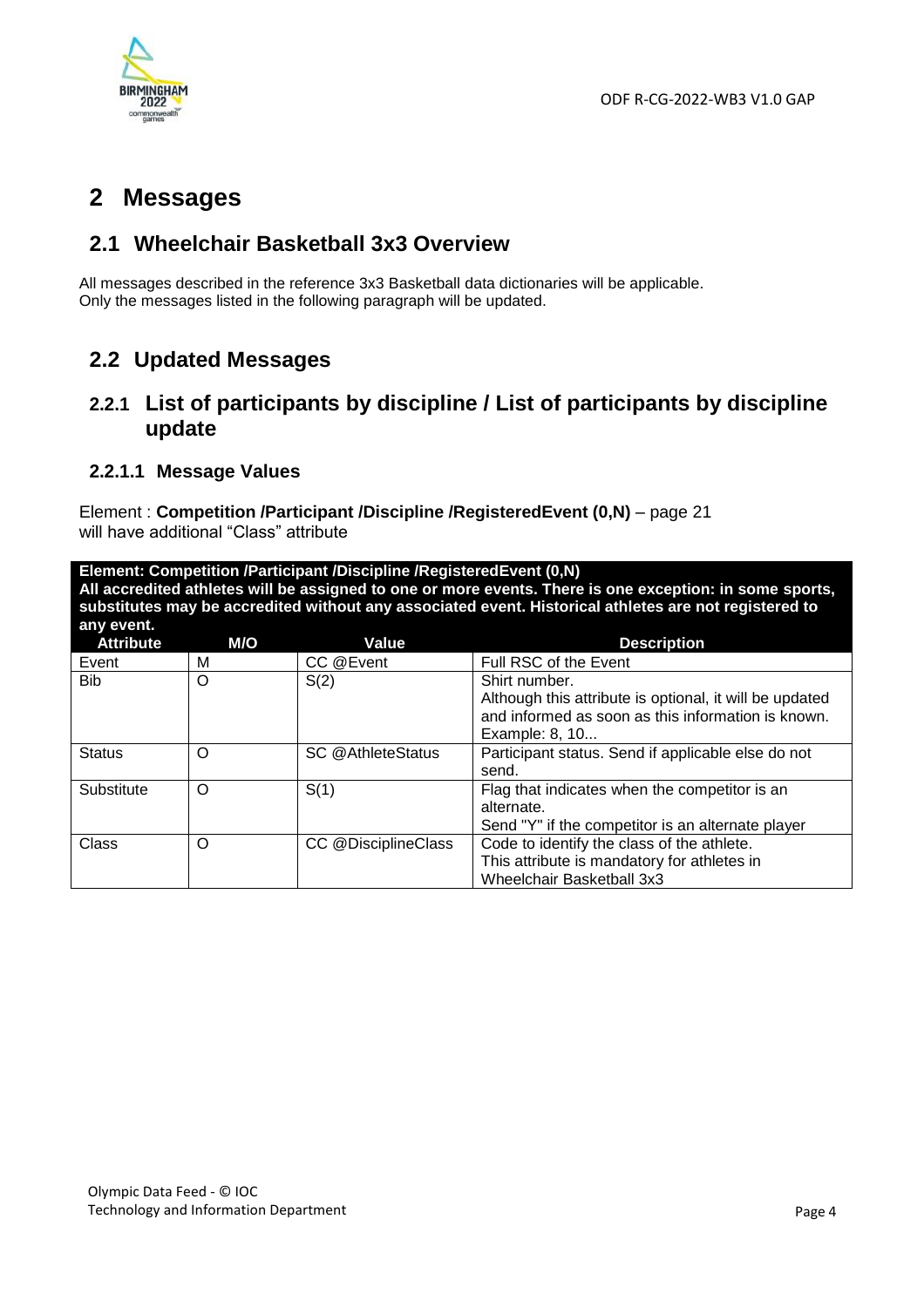# 2 Messages

## 2.1 Wheelchair Basketball 3x3 Overview

All messages described in the reference 3x3 Basketball data dictionaries will be applicable.
Only the messages listed in the following paragraph will be updated.

## 2.2 Updated Messages

### 2.2.1 List of participants by discipline / List of participants by discipline update

#### 2.2.1.1 Message Values

Element : **Competition /Participant /Discipline /RegisteredEvent (0,N)** – page 21
will have additional "Class" attribute

| **Element: Competition /Participant /Discipline /RegisteredEvent (0,N)**<br>**All accredited athletes will be assigned to one or more events. There is one exception: in some sports, substitutes may be accredited without any associated event. Historical athletes are not registered to any event.** | | | |
|---|---|---|---|
| **Attribute** | **M/O** | **Value** | **Description** |
| Event | M | CC @Event | Full RSC of the Event |
| Bib | O | S(2) | Shirt number.<br>Although this attribute is optional, it will be updated and informed as soon as this information is known.<br>Example: 8, 10... |
| Status | O | SC @AthleteStatus | Participant status. Send if applicable else do not send. |
| Substitute | O | S(1) | Flag that indicates when the competitor is an alternate.<br>Send "Y" if the competitor is an alternate player |
| Class | O | CC @DisciplineClass | Code to identify the class of the athlete.<br>This attribute is mandatory for athletes in Wheelchair Basketball 3x3 |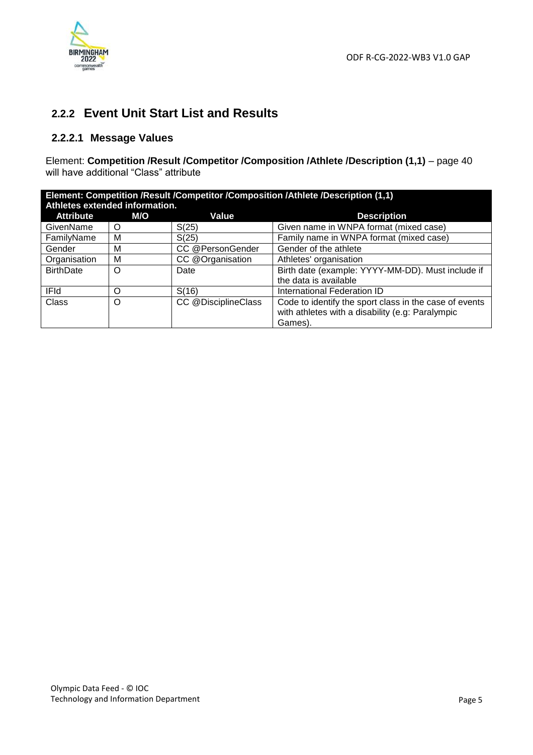### 2.2.2 Event Unit Start List and Results

#### 2.2.2.1 Message Values

Element: **Competition /Result /Competitor /Composition /Athlete /Description (1,1)** – page 40 will have additional "Class" attribute

| **Element: Competition /Result /Competitor /Composition /Athlete /Description (1,1)** Athletes extended information. | | | |
|---|---|---|---|
| **Attribute** | **M/O** | **Value** | **Description** |
| GivenName | O | S(25) | Given name in WNPA format (mixed case) |
| FamilyName | M | S(25) | Family name in WNPA format (mixed case) |
| Gender | M | CC @PersonGender | Gender of the athlete |
| Organisation | M | CC @Organisation | Athletes' organisation |
| BirthDate | O | Date | Birth date (example: YYYY-MM-DD). Must include if the data is available |
| IFId | O | S(16) | International Federation ID |
| Class | O | CC @DisciplineClass | Code to identify the sport class in the case of events with athletes with a disability (e.g: Paralympic Games). |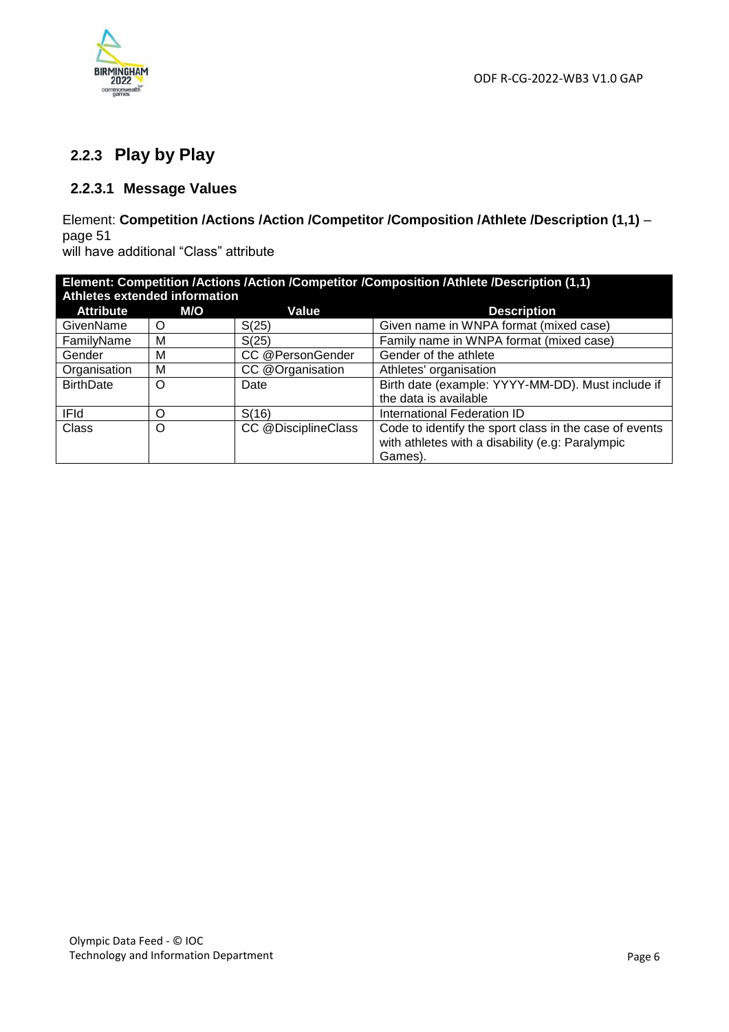### 2.2.3 Play by Play

#### 2.2.3.1 Message Values

Element: **Competition /Actions /Action /Competitor /Composition /Athlete /Description (1,1)** – page 51
will have additional "Class" attribute

| **Element: Competition /Actions /Action /Competitor /Composition /Athlete /Description (1,1)** **Athletes extended information** | | | |
|---|---|---|---|
| **Attribute** | **M/O** | **Value** | **Description** |
| GivenName | O | S(25) | Given name in WNPA format (mixed case) |
| FamilyName | M | S(25) | Family name in WNPA format (mixed case) |
| Gender | M | CC @PersonGender | Gender of the athlete |
| Organisation | M | CC @Organisation | Athletes' organisation |
| BirthDate | O | Date | Birth date (example: YYYY-MM-DD). Must include if the data is available |
| IFId | O | S(16) | International Federation ID |
| Class | O | CC @DisciplineClass | Code to identify the sport class in the case of events with athletes with a disability (e.g: Paralympic Games). |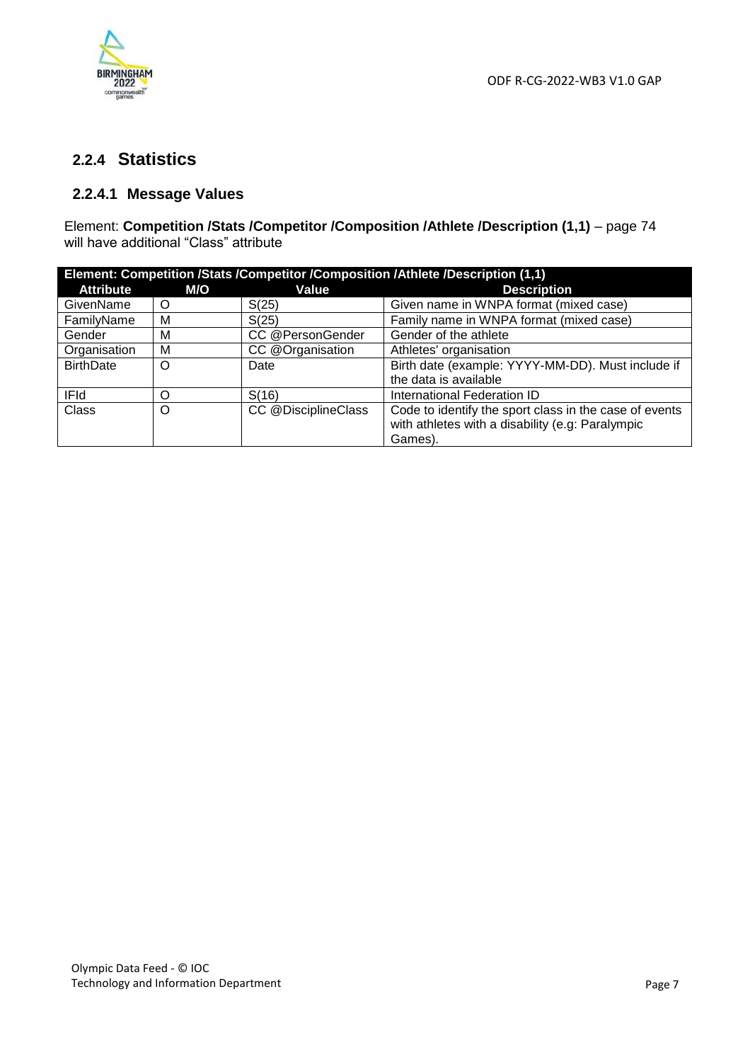### 2.2.4 Statistics

#### 2.2.4.1 Message Values

Element: **Competition /Stats /Competitor /Composition /Athlete /Description (1,1)** – page 74 will have additional "Class" attribute

| Element: Competition /Stats /Competitor /Composition /Athlete /Description (1,1) | | | |
|---|---|---|---|
| **Attribute** | **M/O** | **Value** | **Description** |
| GivenName | O | S(25) | Given name in WNPA format (mixed case) |
| FamilyName | M | S(25) | Family name in WNPA format (mixed case) |
| Gender | M | CC @PersonGender | Gender of the athlete |
| Organisation | M | CC @Organisation | Athletes' organisation |
| BirthDate | O | Date | Birth date (example: YYYY-MM-DD). Must include if the data is available |
| IFId | O | S(16) | International Federation ID |
| Class | O | CC @DisciplineClass | Code to identify the sport class in the case of events with athletes with a disability (e.g: Paralympic Games). |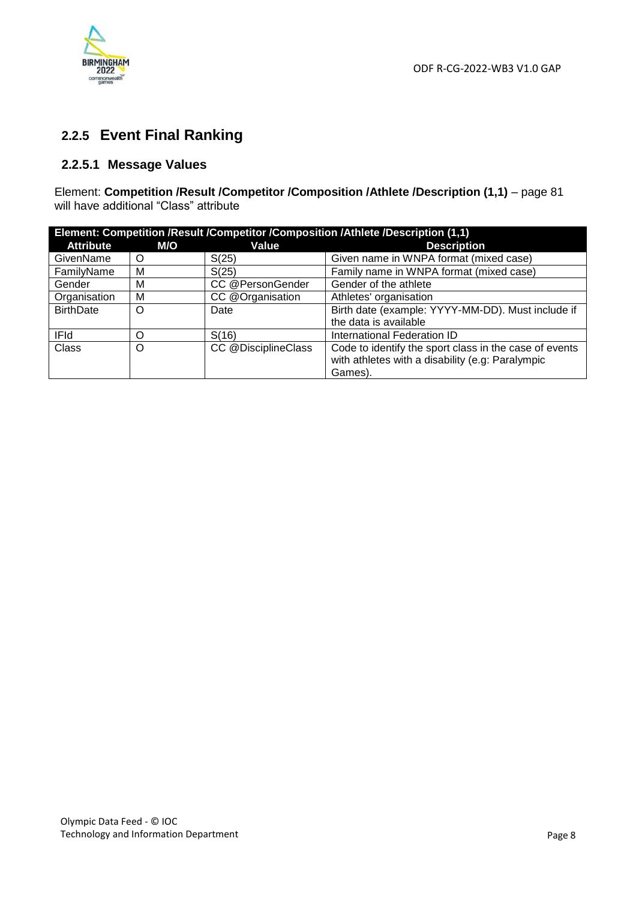## 2.2.5 Event Final Ranking

### 2.2.5.1 Message Values

Element: **Competition /Result /Competitor /Composition /Athlete /Description (1,1)** – page 81 will have additional "Class" attribute

| **Element: Competition /Result /Competitor /Composition /Athlete /Description (1,1)** | | | |
|---|---|---|---|
| **Attribute** | **M/O** | **Value** | **Description** |
| GivenName | O | S(25) | Given name in WNPA format (mixed case) |
| FamilyName | M | S(25) | Family name in WNPA format (mixed case) |
| Gender | M | CC @PersonGender | Gender of the athlete |
| Organisation | M | CC @Organisation | Athletes' organisation |
| BirthDate | O | Date | Birth date (example: YYYY-MM-DD). Must include if the data is available |
| IFId | O | S(16) | International Federation ID |
| Class | O | CC @DisciplineClass | Code to identify the sport class in the case of events with athletes with a disability (e.g: Paralympic Games). |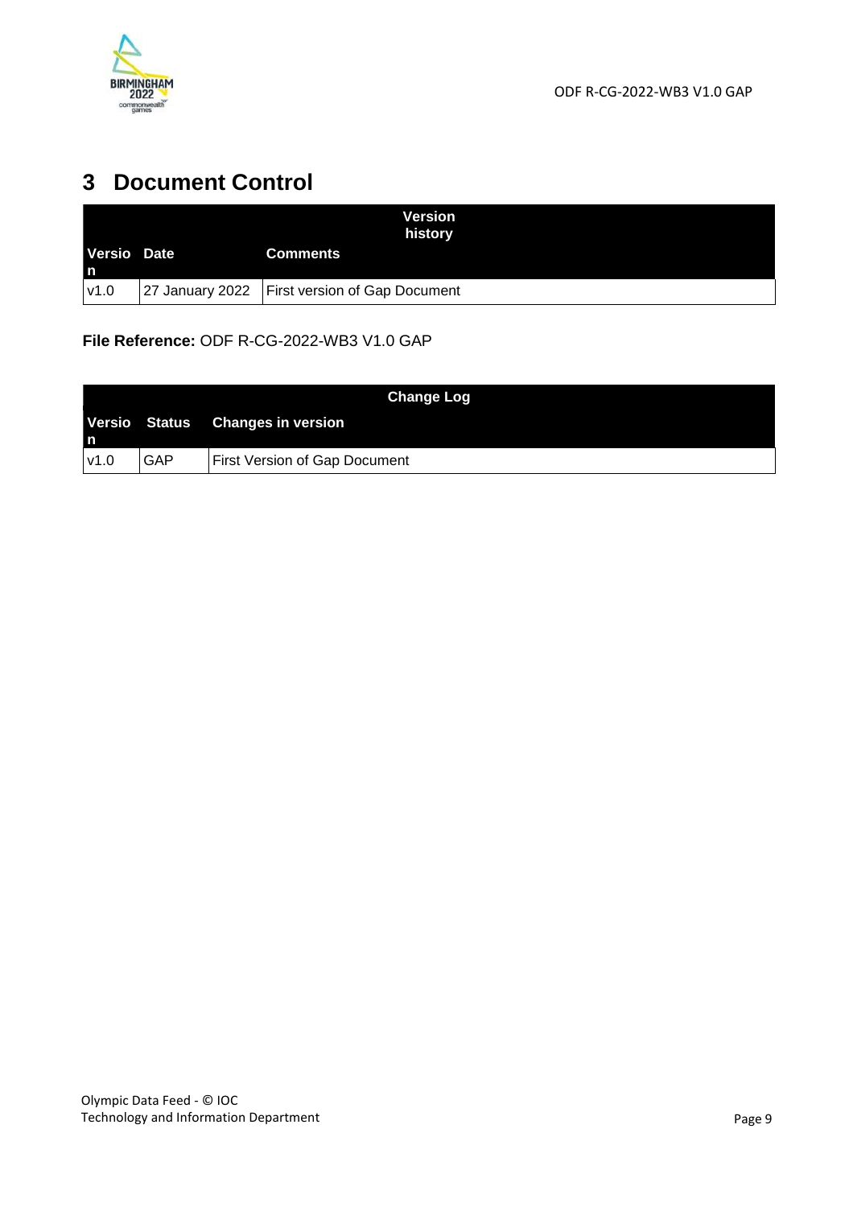# 3 Document Control

| Version history | | |
|---|---|---|
| Version | Date | Comments |
| v1.0 | 27 January 2022 | First version of Gap Document |

**File Reference:** ODF R-CG-2022-WB3 V1.0 GAP

| Change Log | | |
|---|---|---|
| Version | Status | Changes in version |
| v1.0 | GAP | First Version of Gap Document |